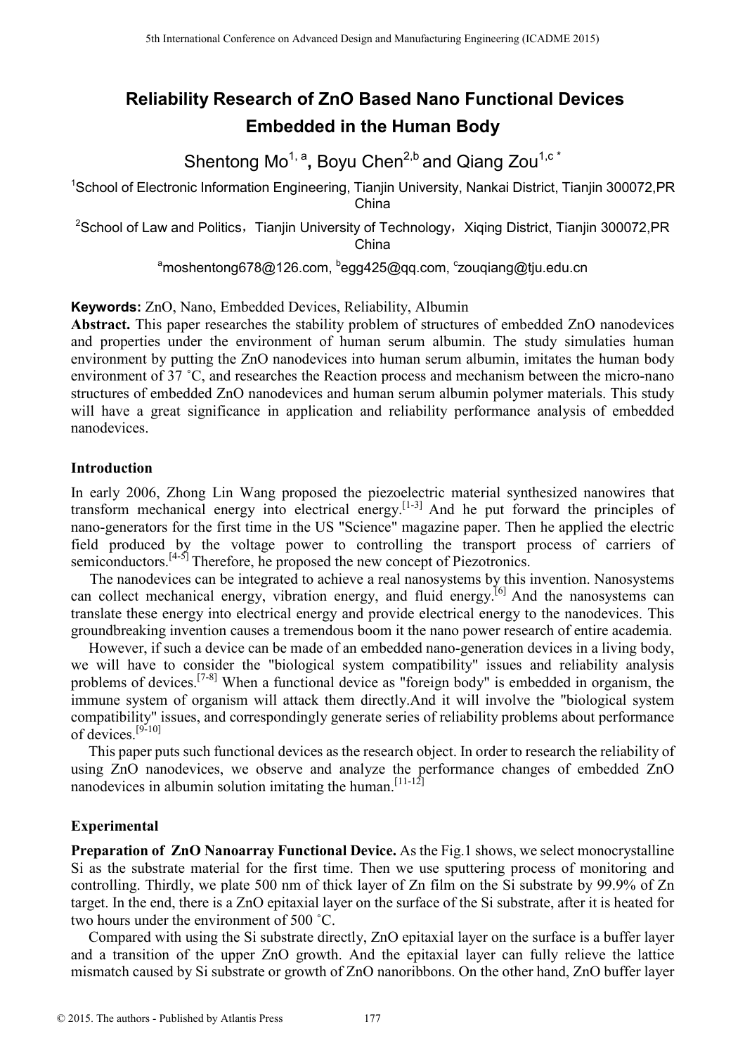# Reliability Research of ZnO Based Nano Functional Devices Embedded in the Human Body

Shentong Mo[1, a], Boyu Chen[2,b] and Qiang Zou[1,c *]

[1]School of Electronic Information Engineering, Tianjin University, Nankai District, Tianjin 300072,PR China

[2]School of Law and Politics，Tianjin University of Technology，Xiqing District, Tianjin 300072,PR China

[a]moshentong678@126.com, [b]egg425@qq.com, [c]zouqiang@tju.edu.cn

**Keywords:** ZnO, Nano, Embedded Devices, Reliability, Albumin

**Abstract.** This paper researches the stability problem of structures of embedded ZnO nanodevices and properties under the environment of human serum albumin. The study simulaties human environment by putting the ZnO nanodevices into human serum albumin, imitates the human body environment of 37 ˚C, and researches the Reaction process and mechanism between the micro-nano structures of embedded ZnO nanodevices and human serum albumin polymer materials. This study will have a great significance in application and reliability performance analysis of embedded nanodevices.

## Introduction

In early 2006, Zhong Lin Wang proposed the piezoelectric material synthesized nanowires that transform mechanical energy into electrical energy.[1-3] And he put forward the principles of nano-generators for the first time in the US "Science" magazine paper. Then he applied the electric field produced by the voltage power to controlling the transport process of carriers of semiconductors.[4-5] Therefore, he proposed the new concept of Piezotronics.

The nanodevices can be integrated to achieve a real nanosystems by this invention. Nanosystems can collect mechanical energy, vibration energy, and fluid energy.[6] And the nanosystems can translate these energy into electrical energy and provide electrical energy to the nanodevices. This groundbreaking invention causes a tremendous boom it the nano power research of entire academia.

However, if such a device can be made of an embedded nano-generation devices in a living body, we will have to consider the "biological system compatibility" issues and reliability analysis problems of devices.[7-8] When a functional device as "foreign body" is embedded in organism, the immune system of organism will attack them directly.And it will involve the "biological system compatibility" issues, and correspondingly generate series of reliability problems about performance of devices.[9-10]

This paper puts such functional devices as the research object. In order to research the reliability of using ZnO nanodevices, we observe and analyze the performance changes of embedded ZnO nanodevices in albumin solution imitating the human.[11-12]

## Experimental

**Preparation of ZnO Nanoarray Functional Device.** As the Fig.1 shows, we select monocrystalline Si as the substrate material for the first time. Then we use sputtering process of monitoring and controlling. Thirdly, we plate 500 nm of thick layer of Zn film on the Si substrate by 99.9% of Zn target. In the end, there is a ZnO epitaxial layer on the surface of the Si substrate, after it is heated for two hours under the environment of 500 ˚C.

Compared with using the Si substrate directly, ZnO epitaxial layer on the surface is a buffer layer and a transition of the upper ZnO growth. And the epitaxial layer can fully relieve the lattice mismatch caused by Si substrate or growth of ZnO nanoribbons. On the other hand, ZnO buffer layer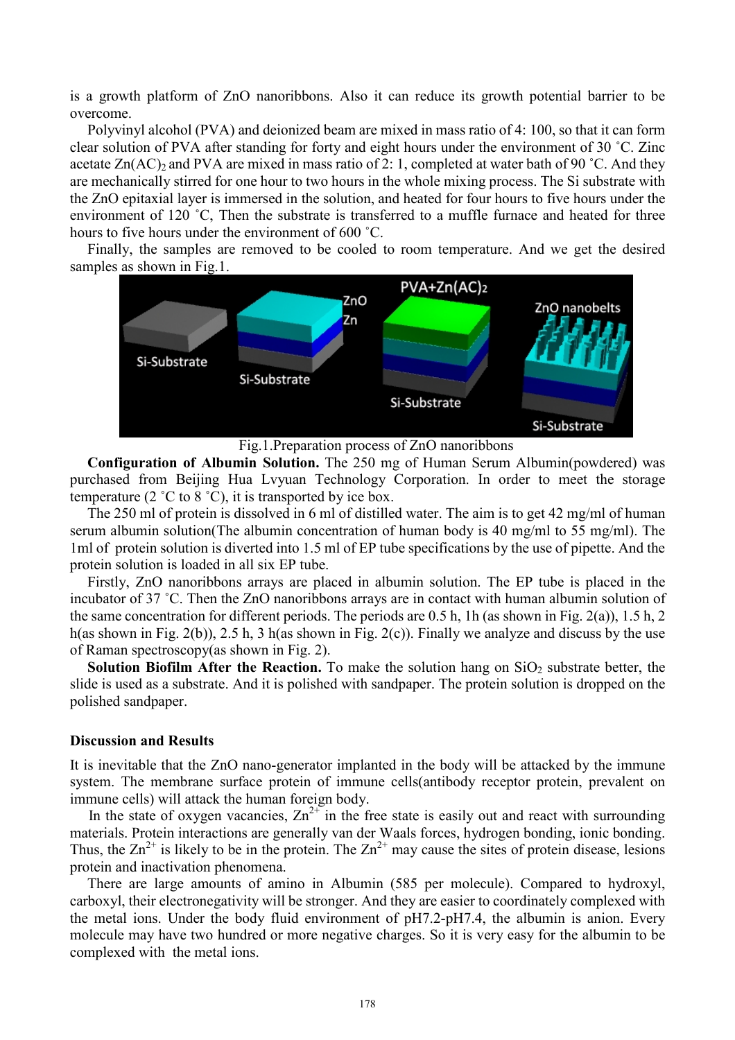is a growth platform of ZnO nanoribbons. Also it can reduce its growth potential barrier to be overcome.

Polyvinyl alcohol (PVA) and deionized beam are mixed in mass ratio of 4: 100, so that it can form clear solution of PVA after standing for forty and eight hours under the environment of 30 ˚C. Zinc acetate $Zn(AC)_2$ and PVA are mixed in mass ratio of 2: 1, completed at water bath of 90 ˚C. And they are mechanically stirred for one hour to two hours in the whole mixing process. The Si substrate with the ZnO epitaxial layer is immersed in the solution, and heated for four hours to five hours under the environment of 120 ˚C, Then the substrate is transferred to a muffle furnace and heated for three hours to five hours under the environment of 600 ˚C.

Finally, the samples are removed to be cooled to room temperature. And we get the desired samples as shown in Fig.1.

Fig.1.Preparation process of ZnO nanoribbons

**Configuration of Albumin Solution.** The 250 mg of Human Serum Albumin(powdered) was purchased from Beijing Hua Lvyuan Technology Corporation. In order to meet the storage temperature (2 ˚C to 8 ˚C), it is transported by ice box.

The 250 ml of protein is dissolved in 6 ml of distilled water. The aim is to get 42 mg/ml of human serum albumin solution(The albumin concentration of human body is 40 mg/ml to 55 mg/ml). The 1ml of protein solution is diverted into 1.5 ml of EP tube specifications by the use of pipette. And the protein solution is loaded in all six EP tube.

Firstly, ZnO nanoribbons arrays are placed in albumin solution. The EP tube is placed in the incubator of 37 ˚C. Then the ZnO nanoribbons arrays are in contact with human albumin solution of the same concentration for different periods. The periods are 0.5 h, 1h (as shown in Fig. 2(a)), 1.5 h, 2 h(as shown in Fig. 2(b)), 2.5 h, 3 h(as shown in Fig. 2(c)). Finally we analyze and discuss by the use of Raman spectroscopy(as shown in Fig. 2).

**Solution Biofilm After the Reaction.** To make the solution hang on $SiO_2$ substrate better, the slide is used as a substrate. And it is polished with sandpaper. The protein solution is dropped on the polished sandpaper.

### Discussion and Results

It is inevitable that the ZnO nano-generator implanted in the body will be attacked by the immune system. The membrane surface protein of immune cells(antibody receptor protein, prevalent on immune cells) will attack the human foreign body.

In the state of oxygen vacancies, $Zn^{2+}$ in the free state is easily out and react with surrounding materials. Protein interactions are generally van der Waals forces, hydrogen bonding, ionic bonding. Thus, the $Zn^{2+}$ is likely to be in the protein. The $Zn^{2+}$ may cause the sites of protein disease, lesions protein and inactivation phenomena.

There are large amounts of amino in Albumin (585 per molecule). Compared to hydroxyl, carboxyl, their electronegativity will be stronger. And they are easier to coordinately complexed with the metal ions. Under the body fluid environment of pH7.2-pH7.4, the albumin is anion. Every molecule may have two hundred or more negative charges. So it is very easy for the albumin to be complexed with the metal ions.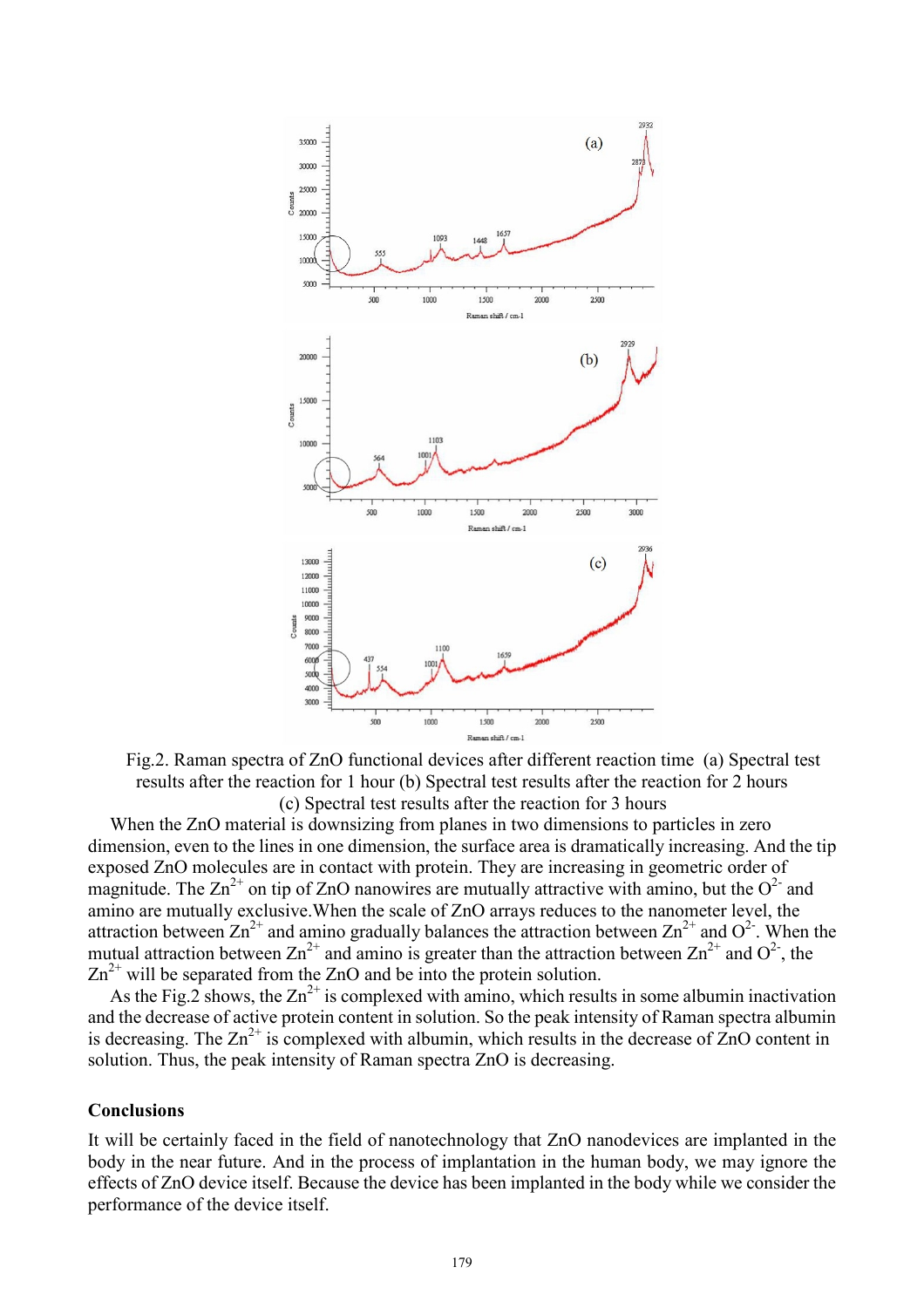Fig.2. Raman spectra of ZnO functional devices after different reaction time (a) Spectral test results after the reaction for 1 hour (b) Spectral test results after the reaction for 2 hours (c) Spectral test results after the reaction for 3 hours

When the ZnO material is downsizing from planes in two dimensions to particles in zero dimension, even to the lines in one dimension, the surface area is dramatically increasing. And the tip exposed ZnO molecules are in contact with protein. They are increasing in geometric order of magnitude. The $Zn^{2+}$ on tip of ZnO nanowires are mutually attractive with amino, but the $O^{2-}$ and amino are mutually exclusive.When the scale of ZnO arrays reduces to the nanometer level, the attraction between $Zn^{2+}$ and amino gradually balances the attraction between $Zn^{2+}$ and $O^{2-}$. When the mutual attraction between $Zn^{2+}$ and amino is greater than the attraction between $Zn^{2+}$ and $O^{2-}$, the $Zn^{2+}$ will be separated from the ZnO and be into the protein solution.

As the Fig.2 shows, the $Zn^{2+}$ is complexed with amino, which results in some albumin inactivation and the decrease of active protein content in solution. So the peak intensity of Raman spectra albumin is decreasing. The $Zn^{2+}$ is complexed with albumin, which results in the decrease of ZnO content in solution. Thus, the peak intensity of Raman spectra ZnO is decreasing.

## Conclusions

It will be certainly faced in the field of nanotechnology that ZnO nanodevices are implanted in the body in the near future. And in the process of implantation in the human body, we may ignore the effects of ZnO device itself. Because the device has been implanted in the body while we consider the performance of the device itself.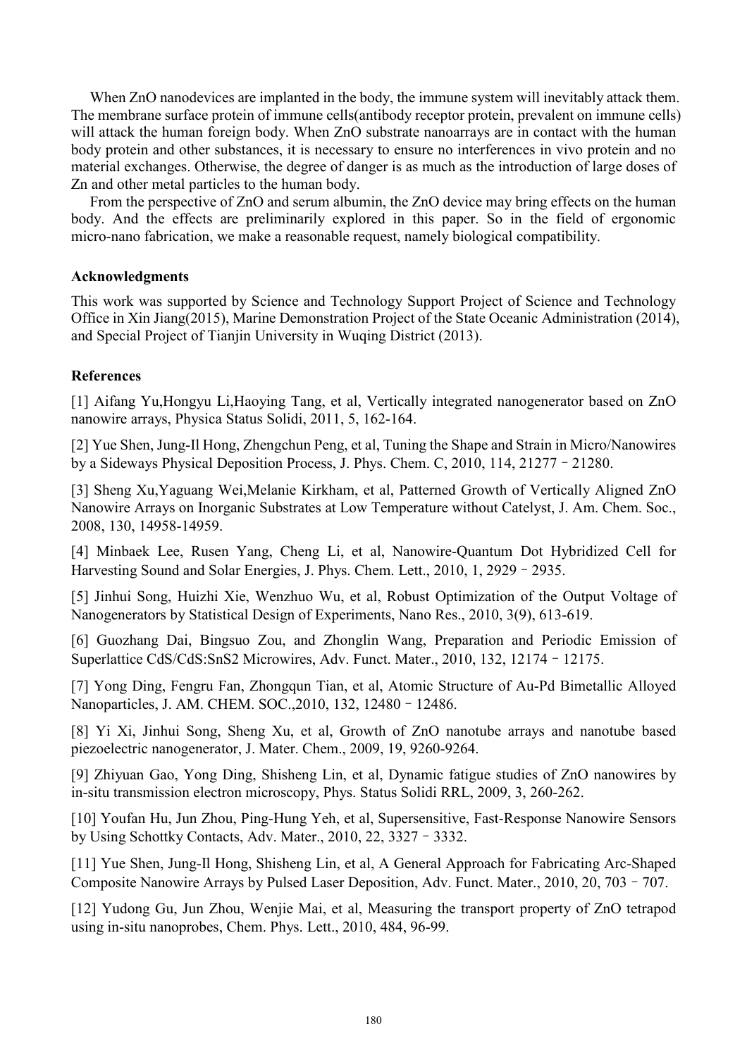When ZnO nanodevices are implanted in the body, the immune system will inevitably attack them. The membrane surface protein of immune cells(antibody receptor protein, prevalent on immune cells) will attack the human foreign body. When ZnO substrate nanoarrays are in contact with the human body protein and other substances, it is necessary to ensure no interferences in vivo protein and no material exchanges. Otherwise, the degree of danger is as much as the introduction of large doses of Zn and other metal particles to the human body.

From the perspective of ZnO and serum albumin, the ZnO device may bring effects on the human body. And the effects are preliminarily explored in this paper. So in the field of ergonomic micro-nano fabrication, we make a reasonable request, namely biological compatibility.

### Acknowledgments

This work was supported by Science and Technology Support Project of Science and Technology Office in Xin Jiang(2015), Marine Demonstration Project of the State Oceanic Administration (2014), and Special Project of Tianjin University in Wuqing District (2013).

### References

[1] Aifang Yu,Hongyu Li,Haoying Tang, et al, Vertically integrated nanogenerator based on ZnO nanowire arrays, Physica Status Solidi, 2011, 5, 162-164.

[2] Yue Shen, Jung-Il Hong, Zhengchun Peng, et al, Tuning the Shape and Strain in Micro/Nanowires by a Sideways Physical Deposition Process, J. Phys. Chem. C, 2010, 114, 21277–21280.

[3] Sheng Xu,Yaguang Wei,Melanie Kirkham, et al, Patterned Growth of Vertically Aligned ZnO Nanowire Arrays on Inorganic Substrates at Low Temperature without Catelyst, J. Am. Chem. Soc., 2008, 130, 14958-14959.

[4] Minbaek Lee, Rusen Yang, Cheng Li, et al, Nanowire-Quantum Dot Hybridized Cell for Harvesting Sound and Solar Energies, J. Phys. Chem. Lett., 2010, 1, 2929–2935.

[5] Jinhui Song, Huizhi Xie, Wenzhuo Wu, et al, Robust Optimization of the Output Voltage of Nanogenerators by Statistical Design of Experiments, Nano Res., 2010, 3(9), 613-619.

[6] Guozhang Dai, Bingsuo Zou, and Zhonglin Wang, Preparation and Periodic Emission of Superlattice CdS/CdS:SnS2 Microwires, Adv. Funct. Mater., 2010, 132, 12174–12175.

[7] Yong Ding, Fengru Fan, Zhongqun Tian, et al, Atomic Structure of Au-Pd Bimetallic Alloyed Nanoparticles, J. AM. CHEM. SOC.,2010, 132, 12480–12486.

[8] Yi Xi, Jinhui Song, Sheng Xu, et al, Growth of ZnO nanotube arrays and nanotube based piezoelectric nanogenerator, J. Mater. Chem., 2009, 19, 9260-9264.

[9] Zhiyuan Gao, Yong Ding, Shisheng Lin, et al, Dynamic fatigue studies of ZnO nanowires by in-situ transmission electron microscopy, Phys. Status Solidi RRL, 2009, 3, 260-262.

[10] Youfan Hu, Jun Zhou, Ping-Hung Yeh, et al, Supersensitive, Fast-Response Nanowire Sensors by Using Schottky Contacts, Adv. Mater., 2010, 22, 3327–3332.

[11] Yue Shen, Jung-Il Hong, Shisheng Lin, et al, A General Approach for Fabricating Arc-Shaped Composite Nanowire Arrays by Pulsed Laser Deposition, Adv. Funct. Mater., 2010, 20, 703–707.

[12] Yudong Gu, Jun Zhou, Wenjie Mai, et al, Measuring the transport property of ZnO tetrapod using in-situ nanoprobes, Chem. Phys. Lett., 2010, 484, 96-99.